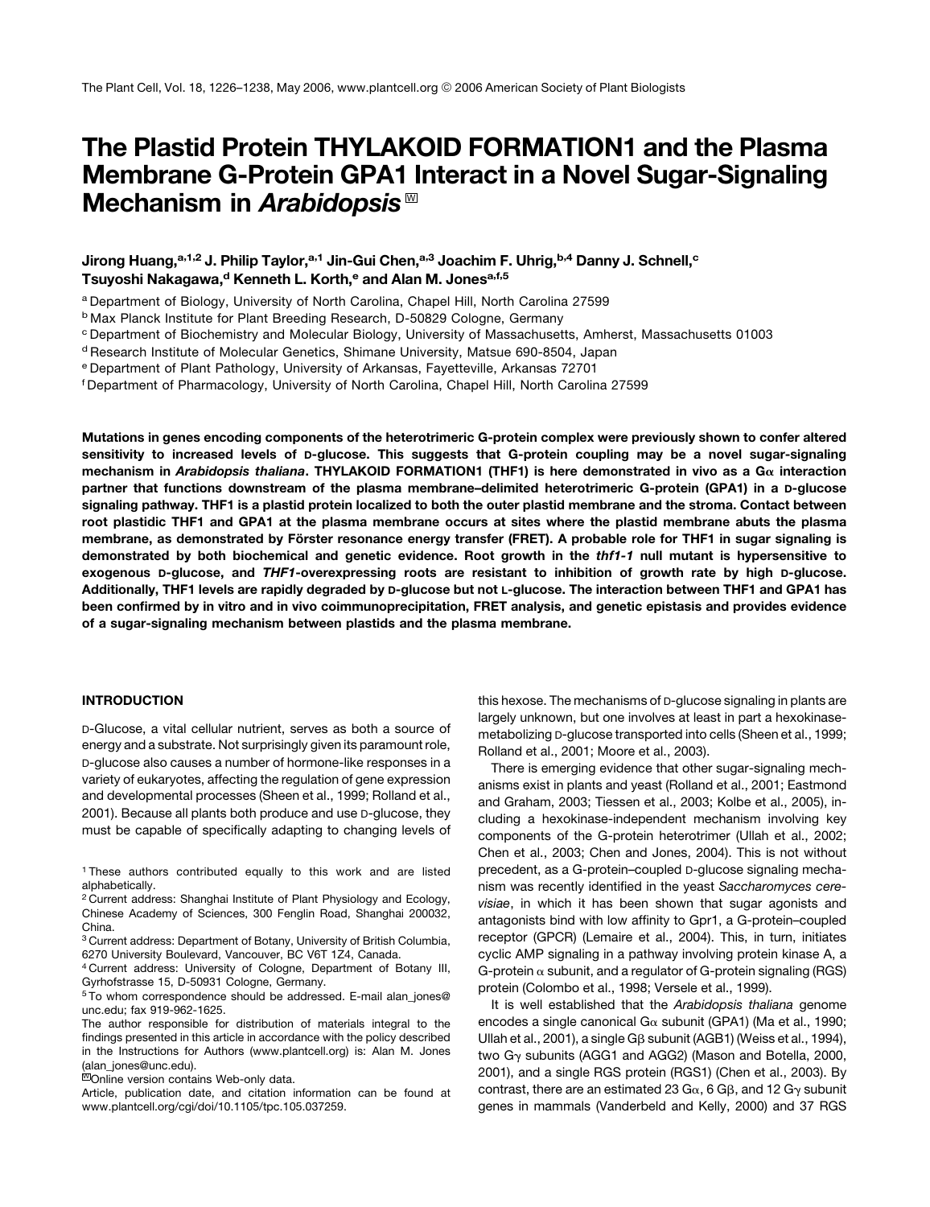# The Plastid Protein THYLAKOID FORMATION1 and the Plasma Membrane G-Protein GPA1 Interact in a Novel Sugar-Signaling Mechanism in *Arabidopsis*

**Jirong Huang,[a,1,2] J. Philip Taylor,[a,1] Jin-Gui Chen,[a,3] Joachim F. Uhrig,[b,4] Danny J. Schnell,[c] Tsuyoshi Nakagawa,[d] Kenneth L. Korth,[e] and Alan M. Jones[a,f,5]**

[a] Department of Biology, University of North Carolina, Chapel Hill, North Carolina 27599
[b] Max Planck Institute for Plant Breeding Research, D-50829 Cologne, Germany
[c] Department of Biochemistry and Molecular Biology, University of Massachusetts, Amherst, Massachusetts 01003
[d] Research Institute of Molecular Genetics, Shimane University, Matsue 690-8504, Japan
[e] Department of Plant Pathology, University of Arkansas, Fayetteville, Arkansas 72701
[f] Department of Pharmacology, University of North Carolina, Chapel Hill, North Carolina 27599

**Mutations in genes encoding components of the heterotrimeric G-protein complex were previously shown to confer altered sensitivity to increased levels of D-glucose. This suggests that G-protein coupling may be a novel sugar-signaling mechanism in *Arabidopsis thaliana*. THYLAKOID FORMATION1 (THF1) is here demonstrated in vivo as a Gα interaction partner that functions downstream of the plasma membrane–delimited heterotrimeric G-protein (GPA1) in a D-glucose signaling pathway. THF1 is a plastid protein localized to both the outer plastid membrane and the stroma. Contact between root plastidic THF1 and GPA1 at the plasma membrane occurs at sites where the plastid membrane abuts the plasma membrane, as demonstrated by Förster resonance energy transfer (FRET). A probable role for THF1 in sugar signaling is demonstrated by both biochemical and genetic evidence. Root growth in the *thf1-1* null mutant is hypersensitive to exogenous D-glucose, and *THF1*-overexpressing roots are resistant to inhibition of growth rate by high D-glucose. Additionally, THF1 levels are rapidly degraded by D-glucose but not L-glucose. The interaction between THF1 and GPA1 has been confirmed by in vitro and in vivo coimmunoprecipitation, FRET analysis, and genetic epistasis and provides evidence of a sugar-signaling mechanism between plastids and the plasma membrane.**

## INTRODUCTION

D-Glucose, a vital cellular nutrient, serves as both a source of energy and a substrate. Not surprisingly given its paramount role, D-glucose also causes a number of hormone-like responses in a variety of eukaryotes, affecting the regulation of gene expression and developmental processes (Sheen et al., 1999; Rolland et al., 2001). Because all plants both produce and use D-glucose, they must be capable of specifically adapting to changing levels of this hexose. The mechanisms of D-glucose signaling in plants are largely unknown, but one involves at least in part a hexokinase-metabolizing D-glucose transported into cells (Sheen et al., 1999; Rolland et al., 2001; Moore et al., 2003).

There is emerging evidence that other sugar-signaling mechanisms exist in plants and yeast (Rolland et al., 2001; Eastmond and Graham, 2003; Tiessen et al., 2003; Kolbe et al., 2005), including a hexokinase-independent mechanism involving key components of the G-protein heterotrimer (Ullah et al., 2002; Chen et al., 2003; Chen and Jones, 2004). This is not without precedent, as a G-protein–coupled D-glucose signaling mechanism was recently identified in the yeast *Saccharomyces cerevisiae*, in which it has been shown that sugar agonists and antagonists bind with low affinity to Gpr1, a G-protein–coupled receptor (GPCR) (Lemaire et al., 2004). This, in turn, initiates cyclic AMP signaling in a pathway involving protein kinase A, a G-protein α subunit, and a regulator of G-protein signaling (RGS) protein (Colombo et al., 1998; Versele et al., 1999).

It is well established that the *Arabidopsis thaliana* genome encodes a single canonical Gα subunit (GPA1) (Ma et al., 1990; Ullah et al., 2001), a single Gβ subunit (AGB1) (Weiss et al., 1994), two Gγ subunits (AGG1 and AGG2) (Mason and Botella, 2000, 2001), and a single RGS protein (RGS1) (Chen et al., 2003). By contrast, there are an estimated 23 Gα, 6 Gβ, and 12 Gγ subunit genes in mammals (Vanderbeld and Kelly, 2000) and 37 RGS

---

[1] These authors contributed equally to this work and are listed alphabetically.
[2] Current address: Shanghai Institute of Plant Physiology and Ecology, Chinese Academy of Sciences, 300 Fenglin Road, Shanghai 200032, China.
[3] Current address: Department of Botany, University of British Columbia, 6270 University Boulevard, Vancouver, BC V6T 1Z4, Canada.
[4] Current address: University of Cologne, Department of Botany III, Gyrhofstrasse 15, D-50931 Cologne, Germany.
[5] To whom correspondence should be addressed. E-mail alan_jones@unc.edu; fax 919-962-1625.

The author responsible for distribution of materials integral to the findings presented in this article in accordance with the policy described in the Instructions for Authors (www.plantcell.org) is: Alan M. Jones (alan_jones@unc.edu).

[W] Online version contains Web-only data.

Article, publication date, and citation information can be found at www.plantcell.org/cgi/doi/10.1105/tpc.105.037259.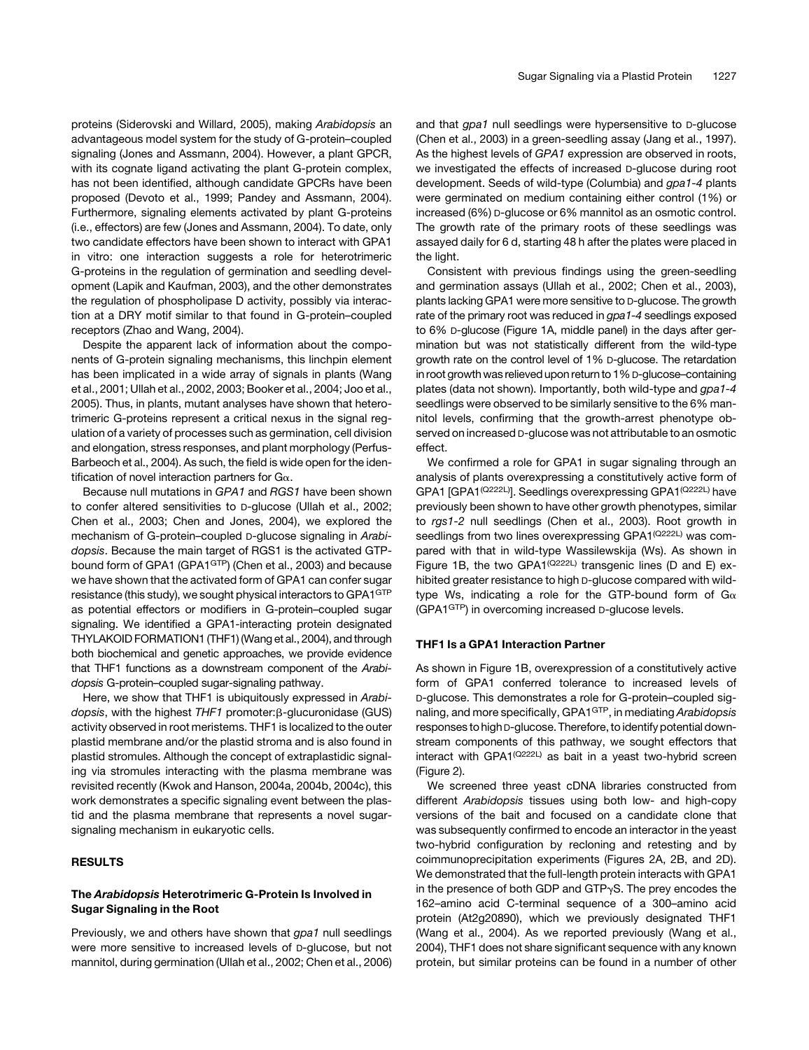proteins (Siderovski and Willard, 2005), making *Arabidopsis* an advantageous model system for the study of G-protein–coupled signaling (Jones and Assmann, 2004). However, a plant GPCR, with its cognate ligand activating the plant G-protein complex, has not been identified, although candidate GPCRs have been proposed (Devoto et al., 1999; Pandey and Assmann, 2004). Furthermore, signaling elements activated by plant G-proteins (i.e., effectors) are few (Jones and Assmann, 2004). To date, only two candidate effectors have been shown to interact with GPA1 in vitro: one interaction suggests a role for heterotrimeric G-proteins in the regulation of germination and seedling development (Lapik and Kaufman, 2003), and the other demonstrates the regulation of phospholipase D activity, possibly via interaction at a DRY motif similar to that found in G-protein–coupled receptors (Zhao and Wang, 2004).

Despite the apparent lack of information about the components of G-protein signaling mechanisms, this linchpin element has been implicated in a wide array of signals in plants (Wang et al., 2001; Ullah et al., 2002, 2003; Booker et al., 2004; Joo et al., 2005). Thus, in plants, mutant analyses have shown that heterotrimeric G-proteins represent a critical nexus in the signal regulation of a variety of processes such as germination, cell division and elongation, stress responses, and plant morphology (Perfus-Barbeoch et al., 2004). As such, the field is wide open for the identification of novel interaction partners for Gα.

Because null mutations in *GPA1* and *RGS1* have been shown to confer altered sensitivities to D-glucose (Ullah et al., 2002; Chen et al., 2003; Chen and Jones, 2004), we explored the mechanism of G-protein–coupled D-glucose signaling in *Arabidopsis*. Because the main target of RGS1 is the activated GTP-bound form of GPA1 ($GPA1^{GTP}$) (Chen et al., 2003) and because we have shown that the activated form of GPA1 can confer sugar resistance (this study), we sought physical interactors to $GPA1^{GTP}$ as potential effectors or modifiers in G-protein–coupled sugar signaling. We identified a GPA1-interacting protein designated THYLAKOID FORMATION1 (THF1) (Wang et al., 2004), and through both biochemical and genetic approaches, we provide evidence that THF1 functions as a downstream component of the *Arabidopsis* G-protein–coupled sugar-signaling pathway.

Here, we show that THF1 is ubiquitously expressed in *Arabidopsis*, with the highest *THF1* promoter:β-glucuronidase (GUS) activity observed in root meristems. THF1 is localized to the outer plastid membrane and/or the plastid stroma and is also found in plastid stromules. Although the concept of extraplastidic signaling via stromules interacting with the plasma membrane was revisited recently (Kwok and Hanson, 2004a, 2004b, 2004c), this work demonstrates a specific signaling event between the plastid and the plasma membrane that represents a novel sugar-signaling mechanism in eukaryotic cells.

## RESULTS

### The *Arabidopsis* Heterotrimeric G-Protein Is Involved in Sugar Signaling in the Root

Previously, we and others have shown that *gpa1* null seedlings were more sensitive to increased levels of D-glucose, but not mannitol, during germination (Ullah et al., 2002; Chen et al., 2006) and that *gpa1* null seedlings were hypersensitive to D-glucose (Chen et al., 2003) in a green-seedling assay (Jang et al., 1997). As the highest levels of *GPA1* expression are observed in roots, we investigated the effects of increased D-glucose during root development. Seeds of wild-type (Columbia) and *gpa1-4* plants were germinated on medium containing either control (1%) or increased (6%) D-glucose or 6% mannitol as an osmotic control. The growth rate of the primary roots of these seedlings was assayed daily for 6 d, starting 48 h after the plates were placed in the light.

Consistent with previous findings using the green-seedling and germination assays (Ullah et al., 2002; Chen et al., 2003), plants lacking GPA1 were more sensitive to D-glucose. The growth rate of the primary root was reduced in *gpa1-4* seedlings exposed to 6% D-glucose (Figure 1A, middle panel) in the days after germination but was not statistically different from the wild-type growth rate on the control level of 1% D-glucose. The retardation in root growth was relieved upon return to 1% D-glucose–containing plates (data not shown). Importantly, both wild-type and *gpa1-4* seedlings were observed to be similarly sensitive to the 6% mannitol levels, confirming that the growth-arrest phenotype observed on increased D-glucose was not attributable to an osmotic effect.

We confirmed a role for GPA1 in sugar signaling through an analysis of plants overexpressing a constitutively active form of GPA1 [$GPA1^{(Q222L)}$]. Seedlings overexpressing $GPA1^{(Q222L)}$ have previously been shown to have other growth phenotypes, similar to *rgs1-2* null seedlings (Chen et al., 2003). Root growth in seedlings from two lines overexpressing $GPA1^{(Q222L)}$ was compared with that in wild-type Wassilewskija (Ws). As shown in Figure 1B, the two $GPA1^{(Q222L)}$ transgenic lines (D and E) exhibited greater resistance to high D-glucose compared with wild-type Ws, indicating a role for the GTP-bound form of Gα ($GPA1^{GTP}$) in overcoming increased D-glucose levels.

### THF1 Is a GPA1 Interaction Partner

As shown in Figure 1B, overexpression of a constitutively active form of GPA1 conferred tolerance to increased levels of D-glucose. This demonstrates a role for G-protein–coupled signaling, and more specifically, $GPA1^{GTP}$, in mediating *Arabidopsis* responses to high D-glucose. Therefore, to identify potential downstream components of this pathway, we sought effectors that interact with $GPA1^{(Q222L)}$ as bait in a yeast two-hybrid screen (Figure 2).

We screened three yeast cDNA libraries constructed from different *Arabidopsis* tissues using both low- and high-copy versions of the bait and focused on a candidate clone that was subsequently confirmed to encode an interactor in the yeast two-hybrid configuration by recloning and retesting and by coimmunoprecipitation experiments (Figures 2A, 2B, and 2D). We demonstrated that the full-length protein interacts with GPA1 in the presence of both GDP and GTPγS. The prey encodes the 162–amino acid C-terminal sequence of a 300–amino acid protein (At2g20890), which we previously designated THF1 (Wang et al., 2004). As we reported previously (Wang et al., 2004), THF1 does not share significant sequence with any known protein, but similar proteins can be found in a number of other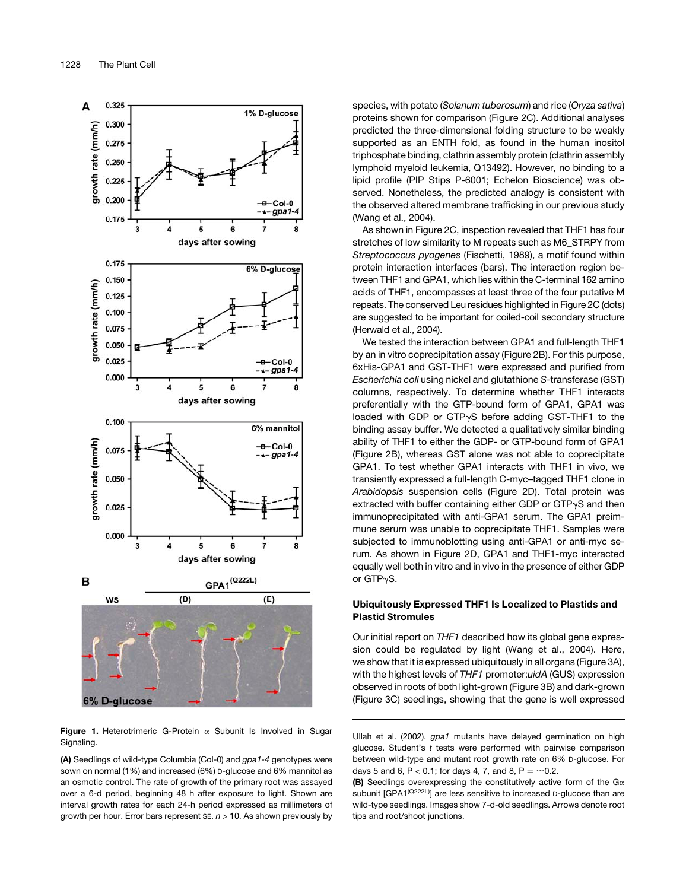**Figure 1.** Heterotrimeric G-Protein α Subunit Is Involved in Sugar Signaling.

**(A)** Seedlings of wild-type Columbia (Col-0) and *gpa1-4* genotypes were sown on normal (1%) and increased (6%) D-glucose and 6% mannitol as an osmotic control. The rate of growth of the primary root was assayed over a 6-d period, beginning 48 h after exposure to light. Shown are interval growth rates for each 24-h period expressed as millimeters of growth per hour. Error bars represent SE. $n > 10$. As shown previously by Ullah et al. (2002), *gpa1* mutants have delayed germination on high glucose. Student's *t* tests were performed with pairwise comparison between wild-type and mutant root growth rate on 6% D-glucose. For days 5 and 6, $P < 0.1$; for days 4, 7, and 8, $P = \sim 0.2$.

**(B)** Seedlings overexpressing the constitutively active form of the Gα subunit [GPA1$^{(Q222L)}$] are less sensitive to increased D-glucose than are wild-type seedlings. Images show 7-d-old seedlings. Arrows denote root tips and root/shoot junctions.

species, with potato (*Solanum tuberosum*) and rice (*Oryza sativa*) proteins shown for comparison (Figure 2C). Additional analyses predicted the three-dimensional folding structure to be weakly supported as an ENTH fold, as found in the human inositol triphosphate binding, clathrin assembly protein (clathrin assembly lymphoid myeloid leukemia, Q13492). However, no binding to a lipid profile (PIP Stips P-6001; Echelon Bioscience) was observed. Nonetheless, the predicted analogy is consistent with the observed altered membrane trafficking in our previous study (Wang et al., 2004).

As shown in Figure 2C, inspection revealed that THF1 has four stretches of low similarity to M repeats such as M6_STRPY from *Streptococcus pyogenes* (Fischetti, 1989), a motif found within protein interaction interfaces (bars). The interaction region between THF1 and GPA1, which lies within the C-terminal 162 amino acids of THF1, encompasses at least three of the four putative M repeats. The conserved Leu residues highlighted in Figure 2C (dots) are suggested to be important for coiled-coil secondary structure (Herwald et al., 2004).

We tested the interaction between GPA1 and full-length THF1 by an in vitro coprecipitation assay (Figure 2B). For this purpose, 6xHis-GPA1 and GST-THF1 were expressed and purified from *Escherichia coli* using nickel and glutathione *S*-transferase (GST) columns, respectively. To determine whether THF1 interacts preferentially with the GTP-bound form of GPA1, GPA1 was loaded with GDP or GTPγS before adding GST-THF1 to the binding assay buffer. We detected a qualitatively similar binding ability of THF1 to either the GDP- or GTP-bound form of GPA1 (Figure 2B), whereas GST alone was not able to coprecipitate GPA1. To test whether GPA1 interacts with THF1 in vivo, we transiently expressed a full-length C-myc–tagged THF1 clone in *Arabidopsis* suspension cells (Figure 2D). Total protein was extracted with buffer containing either GDP or GTPγS and then immunoprecipitated with anti-GPA1 serum. The GPA1 preimmune serum was unable to coprecipitate THF1. Samples were subjected to immunoblotting using anti-GPA1 or anti-myc serum. As shown in Figure 2D, GPA1 and THF1-myc interacted equally well both in vitro and in vivo in the presence of either GDP or GTPγS.

## Ubiquitously Expressed THF1 Is Localized to Plastids and Plastid Stromules

Our initial report on *THF1* described how its global gene expression could be regulated by light (Wang et al., 2004). Here, we show that it is expressed ubiquitously in all organs (Figure 3A), with the highest levels of *THF1* promoter:*uidA* (GUS) expression observed in roots of both light-grown (Figure 3B) and dark-grown (Figure 3C) seedlings, showing that the gene is well expressed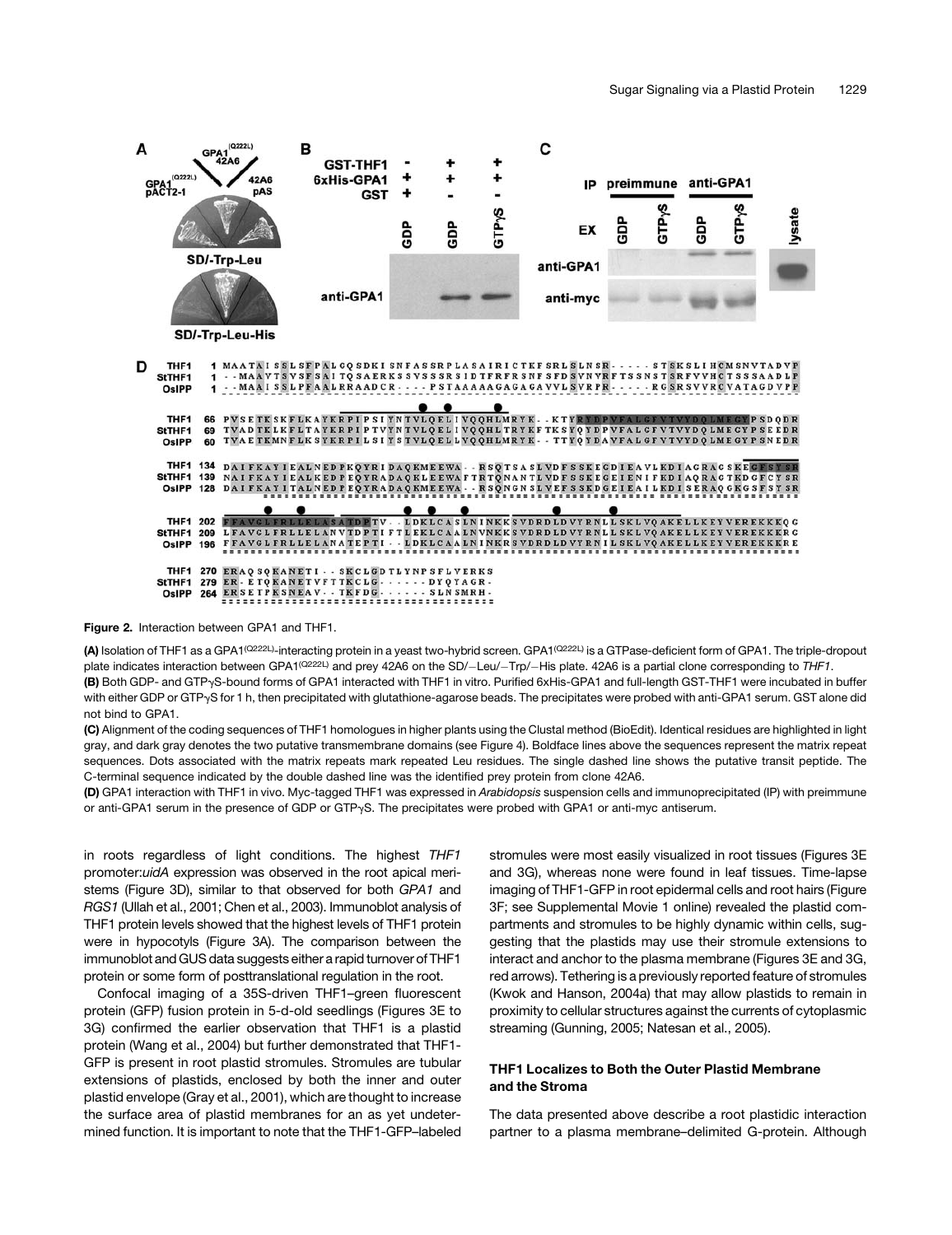**Figure 2.** Interaction between GPA1 and THF1.

**(A)** Isolation of THF1 as a GPA1[(Q222L)]-interacting protein in a yeast two-hybrid screen. GPA1[(Q222L)] is a GTPase-deficient form of GPA1. The triple-dropout plate indicates interaction between GPA1[(Q222L)] and prey 42A6 on the SD/−Leu/−Trp/−His plate. 42A6 is a partial clone corresponding to *THF1*.

**(B)** Both GDP- and GTPγS-bound forms of GPA1 interacted with THF1 in vitro. Purified 6xHis-GPA1 and full-length GST-THF1 were incubated in buffer with either GDP or GTPγS for 1 h, then precipitated with glutathione-agarose beads. The precipitates were probed with anti-GPA1 serum. GST alone did not bind to GPA1.

**(C)** Alignment of the coding sequences of THF1 homologues in higher plants using the Clustal method (BioEdit). Identical residues are highlighted in light gray, and dark gray denotes the two putative transmembrane domains (see Figure 4). Boldface lines above the sequences represent the matrix repeat sequences. Dots associated with the matrix repeats mark repeated Leu residues. The single dashed line shows the putative transit peptide. The C-terminal sequence indicated by the double dashed line was the identified prey protein from clone 42A6.

**(D)** GPA1 interaction with THF1 in vivo. Myc-tagged THF1 was expressed in *Arabidopsis* suspension cells and immunoprecipitated (IP) with preimmune or anti-GPA1 serum in the presence of GDP or GTPγS. The precipitates were probed with GPA1 or anti-myc antiserum.

in roots regardless of light conditions. The highest *THF1* promoter:*uidA* expression was observed in the root apical meristems (Figure 3D), similar to that observed for both *GPA1* and *RGS1* (Ullah et al., 2001; Chen et al., 2003). Immunoblot analysis of THF1 protein levels showed that the highest levels of THF1 protein were in hypocotyls (Figure 3A). The comparison between the immunoblot and GUS data suggests either a rapid turnover of THF1 protein or some form of posttranslational regulation in the root.

Confocal imaging of a 35S-driven THF1–green fluorescent protein (GFP) fusion protein in 5-d-old seedlings (Figures 3E to 3G) confirmed the earlier observation that THF1 is a plastid protein (Wang et al., 2004) but further demonstrated that THF1-GFP is present in root plastid stromules. Stromules are tubular extensions of plastids, enclosed by both the inner and outer plastid envelope (Gray et al., 2001), which are thought to increase the surface area of plastid membranes for an as yet undetermined function. It is important to note that the THF1-GFP–labeled stromules were most easily visualized in root tissues (Figures 3E and 3G), whereas none were found in leaf tissues. Time-lapse imaging of THF1-GFP in root epidermal cells and root hairs (Figure 3F; see Supplemental Movie 1 online) revealed the plastid compartments and stromules to be highly dynamic within cells, suggesting that the plastids may use their stromule extensions to interact and anchor to the plasma membrane (Figures 3E and 3G, red arrows). Tethering is a previously reported feature of stromules (Kwok and Hanson, 2004a) that may allow plastids to remain in proximity to cellular structures against the currents of cytoplasmic streaming (Gunning, 2005; Natesan et al., 2005).

### THF1 Localizes to Both the Outer Plastid Membrane and the Stroma

The data presented above describe a root plastidic interaction partner to a plasma membrane–delimited G-protein. Although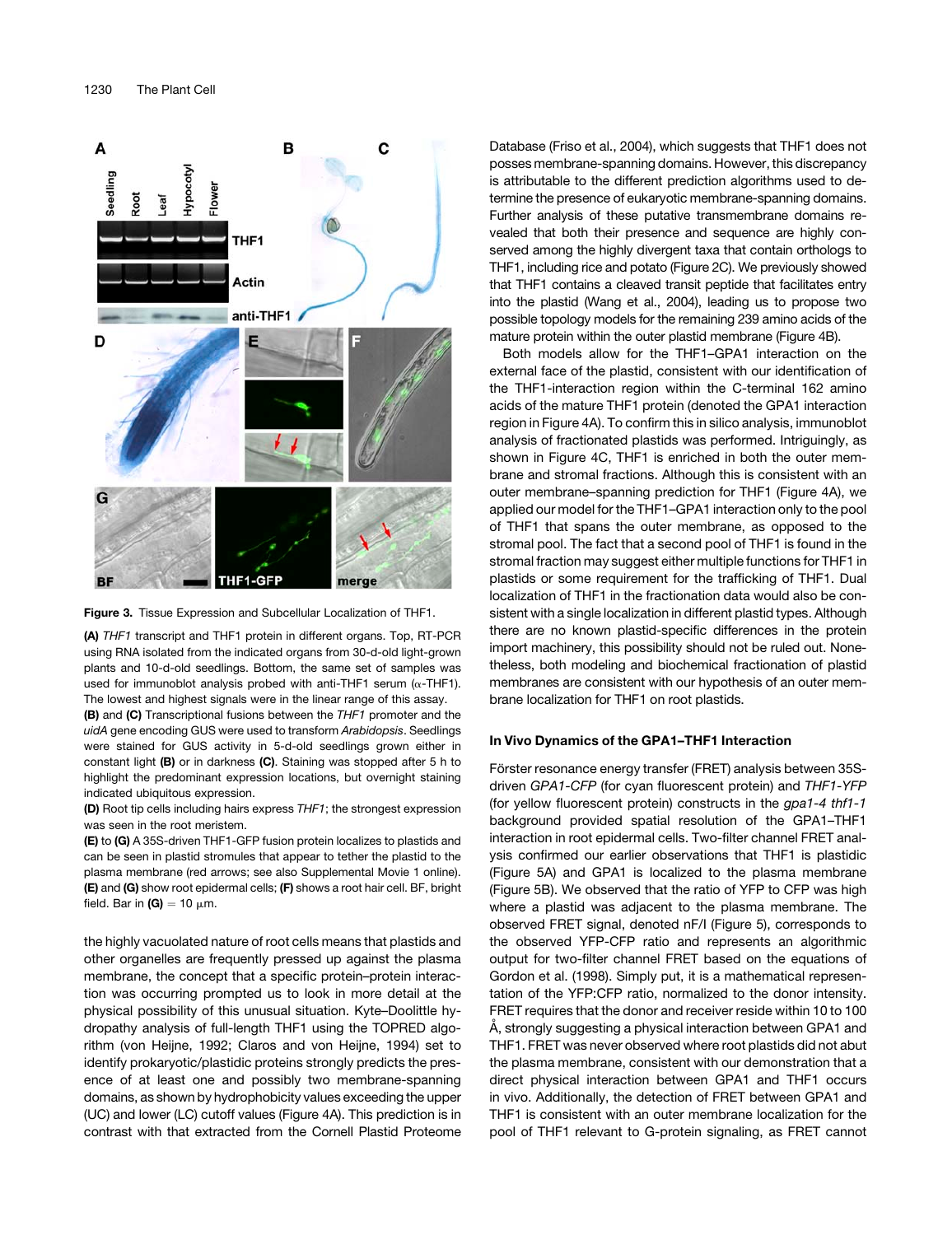**Figure 3.** Tissue Expression and Subcellular Localization of THF1.

**(A)** *THF1* transcript and THF1 protein in different organs. Top, RT-PCR using RNA isolated from the indicated organs from 30-d-old light-grown plants and 10-d-old seedlings. Bottom, the same set of samples was used for immunoblot analysis probed with anti-THF1 serum (α-THF1). The lowest and highest signals were in the linear range of this assay.

**(B)** and **(C)** Transcriptional fusions between the *THF1* promoter and the *uidA* gene encoding GUS were used to transform *Arabidopsis*. Seedlings were stained for GUS activity in 5-d-old seedlings grown either in constant light **(B)** or in darkness **(C)**. Staining was stopped after 5 h to highlight the predominant expression locations, but overnight staining indicated ubiquitous expression.

**(D)** Root tip cells including hairs express *THF1*; the strongest expression was seen in the root meristem.

**(E)** to **(G)** A 35S-driven THF1-GFP fusion protein localizes to plastids and can be seen in plastid stromules that appear to tether the plastid to the plasma membrane (red arrows; see also Supplemental Movie 1 online). **(E)** and **(G)** show root epidermal cells; **(F)** shows a root hair cell. BF, bright field. Bar in **(G)** = 10 μm.

the highly vacuolated nature of root cells means that plastids and other organelles are frequently pressed up against the plasma membrane, the concept that a specific protein–protein interaction was occurring prompted us to look in more detail at the physical possibility of this unusual situation. Kyte–Doolittle hydropathy analysis of full-length THF1 using the TOPRED algorithm (von Heijne, 1992; Claros and von Heijne, 1994) set to identify prokaryotic/plastidic proteins strongly predicts the presence of at least one and possibly two membrane-spanning domains, as shown by hydrophobicity values exceeding the upper (UC) and lower (LC) cutoff values (Figure 4A). This prediction is in contrast with that extracted from the Cornell Plastid Proteome Database (Friso et al., 2004), which suggests that THF1 does not posses membrane-spanning domains. However, this discrepancy is attributable to the different prediction algorithms used to determine the presence of eukaryotic membrane-spanning domains. Further analysis of these putative transmembrane domains revealed that both their presence and sequence are highly conserved among the highly divergent taxa that contain orthologs to THF1, including rice and potato (Figure 2C). We previously showed that THF1 contains a cleaved transit peptide that facilitates entry into the plastid (Wang et al., 2004), leading us to propose two possible topology models for the remaining 239 amino acids of the mature protein within the outer plastid membrane (Figure 4B).

Both models allow for the THF1–GPA1 interaction on the external face of the plastid, consistent with our identification of the THF1-interaction region within the C-terminal 162 amino acids of the mature THF1 protein (denoted the GPA1 interaction region in Figure 4A). To confirm this in silico analysis, immunoblot analysis of fractionated plastids was performed. Intriguingly, as shown in Figure 4C, THF1 is enriched in both the outer membrane and stromal fractions. Although this is consistent with an outer membrane–spanning prediction for THF1 (Figure 4A), we applied our model for the THF1–GPA1 interaction only to the pool of THF1 that spans the outer membrane, as opposed to the stromal pool. The fact that a second pool of THF1 is found in the stromal fraction may suggest either multiple functions for THF1 in plastids or some requirement for the trafficking of THF1. Dual localization of THF1 in the fractionation data would also be consistent with a single localization in different plastid types. Although there are no known plastid-specific differences in the protein import machinery, this possibility should not be ruled out. Nonetheless, both modeling and biochemical fractionation of plastid membranes are consistent with our hypothesis of an outer membrane localization for THF1 on root plastids.

### In Vivo Dynamics of the GPA1–THF1 Interaction

Förster resonance energy transfer (FRET) analysis between 35S-driven *GPA1-CFP* (for cyan fluorescent protein) and *THF1-YFP* (for yellow fluorescent protein) constructs in the *gpa1-4 thf1-1* background provided spatial resolution of the GPA1–THF1 interaction in root epidermal cells. Two-filter channel FRET analysis confirmed our earlier observations that THF1 is plastidic (Figure 5A) and GPA1 is localized to the plasma membrane (Figure 5B). We observed that the ratio of YFP to CFP was high where a plastid was adjacent to the plasma membrane. The observed FRET signal, denoted nF/I (Figure 5), corresponds to the observed YFP-CFP ratio and represents an algorithmic output for two-filter channel FRET based on the equations of Gordon et al. (1998). Simply put, it is a mathematical representation of the YFP:CFP ratio, normalized to the donor intensity. FRET requires that the donor and receiver reside within 10 to 100 Å, strongly suggesting a physical interaction between GPA1 and THF1. FRET was never observed where root plastids did not abut the plasma membrane, consistent with our demonstration that a direct physical interaction between GPA1 and THF1 occurs in vivo. Additionally, the detection of FRET between GPA1 and THF1 is consistent with an outer membrane localization for the pool of THF1 relevant to G-protein signaling, as FRET cannot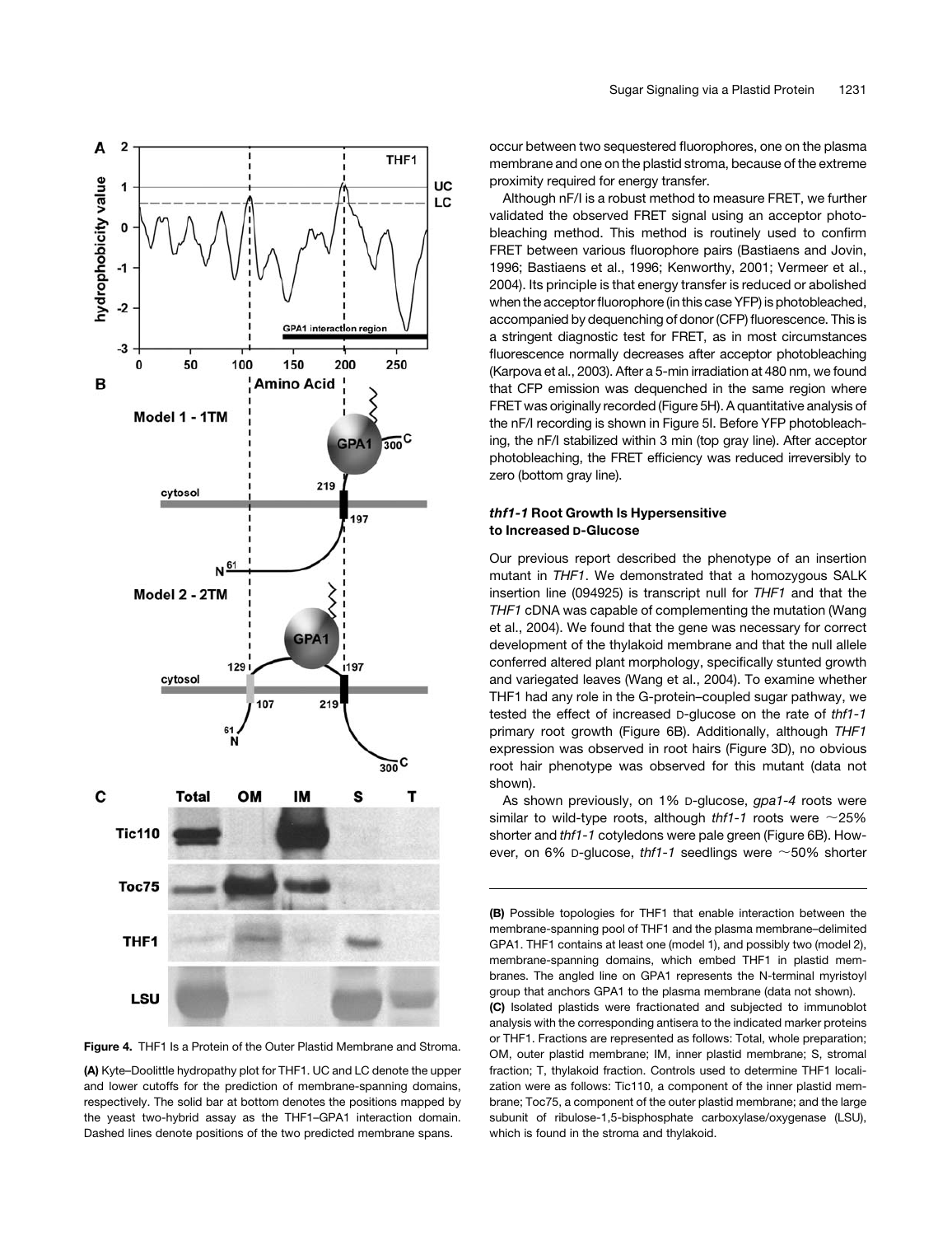occur between two sequestered fluorophores, one on the plasma membrane and one on the plastid stroma, because of the extreme proximity required for energy transfer.

Although nF/I is a robust method to measure FRET, we further validated the observed FRET signal using an acceptor photobleaching method. This method is routinely used to confirm FRET between various fluorophore pairs (Bastiaens and Jovin, 1996; Bastiaens et al., 1996; Kenworthy, 2001; Vermeer et al., 2004). Its principle is that energy transfer is reduced or abolished when the acceptor fluorophore (in this case YFP) is photobleached, accompanied by dequenching of donor (CFP) fluorescence. This is a stringent diagnostic test for FRET, as in most circumstances fluorescence normally decreases after acceptor photobleaching (Karpova et al., 2003). After a 5-min irradiation at 480 nm, we found that CFP emission was dequenched in the same region where FRET was originally recorded (Figure 5H). A quantitative analysis of the nF/I recording is shown in Figure 5I. Before YFP photobleaching, the nF/I stabilized within 3 min (top gray line). After acceptor photobleaching, the FRET efficiency was reduced irreversibly to zero (bottom gray line).

### *thf1-1* Root Growth Is Hypersensitive to Increased D-Glucose

Our previous report described the phenotype of an insertion mutant in *THF1*. We demonstrated that a homozygous SALK insertion line (094925) is transcript null for *THF1* and that the *THF1* cDNA was capable of complementing the mutation (Wang et al., 2004). We found that the gene was necessary for correct development of the thylakoid membrane and that the null allele conferred altered plant morphology, specifically stunted growth and variegated leaves (Wang et al., 2004). To examine whether THF1 had any role in the G-protein–coupled sugar pathway, we tested the effect of increased D-glucose on the rate of *thf1-1* primary root growth (Figure 6B). Additionally, although *THF1* expression was observed in root hairs (Figure 3D), no obvious root hair phenotype was observed for this mutant (data not shown).

As shown previously, on 1% D-glucose, *gpa1-4* roots were similar to wild-type roots, although *thf1-1* roots were ~25% shorter and *thf1-1* cotyledons were pale green (Figure 6B). However, on 6% D-glucose, *thf1-1* seedlings were ~50% shorter

**Figure 4.** THF1 Is a Protein of the Outer Plastid Membrane and Stroma.

**(A)** Kyte–Doolittle hydropathy plot for THF1. UC and LC denote the upper and lower cutoffs for the prediction of membrane-spanning domains, respectively. The solid bar at bottom denotes the positions mapped by the yeast two-hybrid assay as the THF1–GPA1 interaction domain. Dashed lines denote positions of the two predicted membrane spans.

**(B)** Possible topologies for THF1 that enable interaction between the membrane-spanning pool of THF1 and the plasma membrane–delimited GPA1. THF1 contains at least one (model 1), and possibly two (model 2), membrane-spanning domains, which embed THF1 in plastid membranes. The angled line on GPA1 represents the N-terminal myristoyl group that anchors GPA1 to the plasma membrane (data not shown).

**(C)** Isolated plastids were fractionated and subjected to immunoblot analysis with the corresponding antisera to the indicated marker proteins or THF1. Fractions are represented as follows: Total, whole preparation; OM, outer plastid membrane; IM, inner plastid membrane; S, stromal fraction; T, thylakoid fraction. Controls used to determine THF1 localization were as follows: Tic110, a component of the inner plastid membrane; Toc75, a component of the outer plastid membrane; and the large subunit of ribulose-1,5-bisphosphate carboxylase/oxygenase (LSU), which is found in the stroma and thylakoid.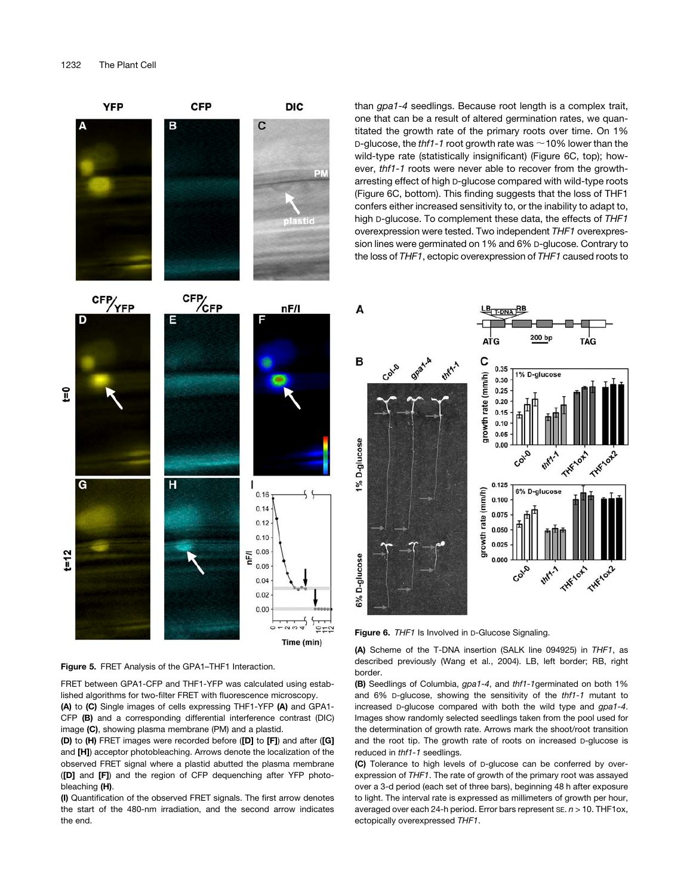than *gpa1-4* seedlings. Because root length is a complex trait, one that can be a result of altered germination rates, we quantitated the growth rate of the primary roots over time. On 1% D-glucose, the *thf1-1* root growth rate was ~10% lower than the wild-type rate (statistically insignificant) (Figure 6C, top); however, *thf1-1* roots were never able to recover from the growth-arresting effect of high D-glucose compared with wild-type roots (Figure 6C, bottom). This finding suggests that the loss of THF1 confers either increased sensitivity to, or the inability to adapt to, high D-glucose. To complement these data, the effects of *THF1* overexpression were tested. Two independent *THF1* overexpression lines were germinated on 1% and 6% D-glucose. Contrary to the loss of *THF1*, ectopic overexpression of *THF1* caused roots to

**Figure 5.** FRET Analysis of the GPA1–THF1 Interaction.

FRET between GPA1-CFP and THF1-YFP was calculated using established algorithms for two-filter FRET with fluorescence microscopy.

**(A)** to **(C)** Single images of cells expressing THF1-YFP **(A)** and GPA1-CFP **(B)** and a corresponding differential interference contrast (DIC) image **(C)**, showing plasma membrane (PM) and a plastid.

**(D)** to **(H)** FRET images were recorded before (**[D]** to **[F]**) and after (**[G]** and **[H]**) acceptor photobleaching. Arrows denote the localization of the observed FRET signal where a plastid abutted the plasma membrane (**[D]** and **[F]**) and the region of CFP dequenching after YFP photobleaching **(H)**.

**(I)** Quantification of the observed FRET signals. The first arrow denotes the start of the 480-nm irradiation, and the second arrow indicates the end.

**Figure 6.** *THF1* Is Involved in D-Glucose Signaling.

**(A)** Scheme of the T-DNA insertion (SALK line 094925) in *THF1*, as described previously (Wang et al., 2004). LB, left border; RB, right border.

**(B)** Seedlings of Columbia, *gpa1-4*, and *thf1-1*germinated on both 1% and 6% D-glucose, showing the sensitivity of the *thf1-1* mutant to increased D-glucose compared with both the wild type and *gpa1-4*. Images show randomly selected seedlings taken from the pool used for the determination of growth rate. Arrows mark the shoot/root transition and the root tip. The growth rate of roots on increased D-glucose is reduced in *thf1-1* seedlings.

**(C)** Tolerance to high levels of D-glucose can be conferred by overexpression of *THF1*. The rate of growth of the primary root was assayed over a 3-d period (each set of three bars), beginning 48 h after exposure to light. The interval rate is expressed as millimeters of growth per hour, averaged over each 24-h period. Error bars represent SE. $n > 10$. THF1ox, ectopically overexpressed *THF1*.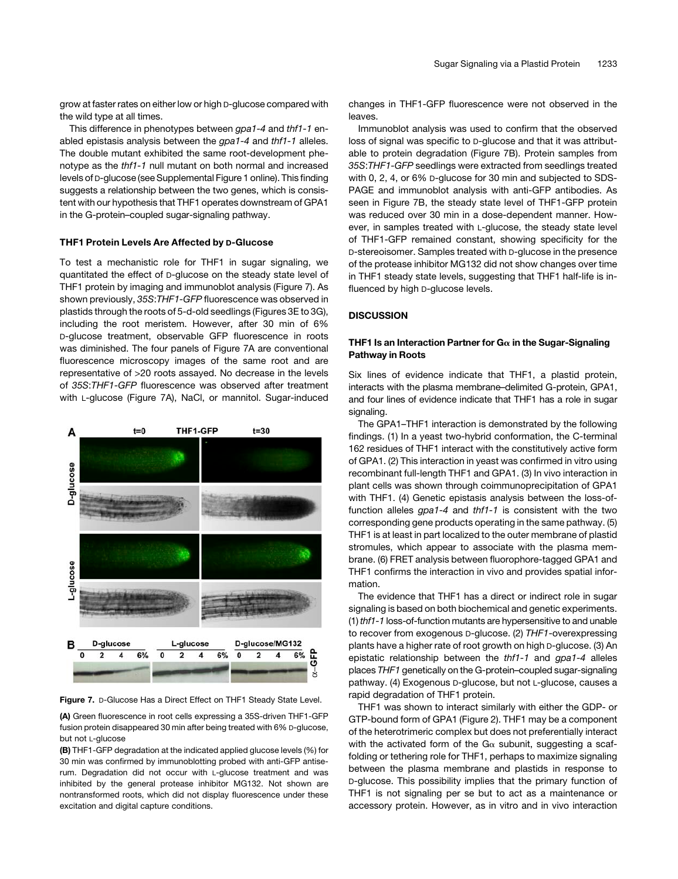grow at faster rates on either low or high D-glucose compared with the wild type at all times.

This difference in phenotypes between *gpa1-4* and *thf1-1* enabled epistasis analysis between the *gpa1-4* and *thf1-1* alleles. The double mutant exhibited the same root-development phenotype as the *thf1-1* null mutant on both normal and increased levels of D-glucose (see Supplemental Figure 1 online). This finding suggests a relationship between the two genes, which is consistent with our hypothesis that THF1 operates downstream of GPA1 in the G-protein–coupled sugar-signaling pathway.

### THF1 Protein Levels Are Affected by D-Glucose

To test a mechanistic role for THF1 in sugar signaling, we quantitated the effect of D-glucose on the steady state level of THF1 protein by imaging and immunoblot analysis (Figure 7). As shown previously, *35S:THF1-GFP* fluorescence was observed in plastids through the roots of 5-d-old seedlings (Figures 3E to 3G), including the root meristem. However, after 30 min of 6% D-glucose treatment, observable GFP fluorescence in roots was diminished. The four panels of Figure 7A are conventional fluorescence microscopy images of the same root and are representative of >20 roots assayed. No decrease in the levels of *35S:THF1-GFP* fluorescence was observed after treatment with L-glucose (Figure 7A), NaCl, or mannitol. Sugar-induced changes in THF1-GFP fluorescence were not observed in the leaves.

Figure 7. D-Glucose Has a Direct Effect on THF1 Steady State Level.

**(A)** Green fluorescence in root cells expressing a 35S-driven THF1-GFP fusion protein disappeared 30 min after being treated with 6% D-glucose, but not L-glucose

**(B)** THF1-GFP degradation at the indicated applied glucose levels (%) for 30 min was confirmed by immunoblotting probed with anti-GFP antiserum. Degradation did not occur with L-glucose treatment and was inhibited by the general protease inhibitor MG132. Not shown are nontransformed roots, which did not display fluorescence under these excitation and digital capture conditions.

Immunoblot analysis was used to confirm that the observed loss of signal was specific to D-glucose and that it was attributable to protein degradation (Figure 7B). Protein samples from *35S:THF1-GFP* seedlings were extracted from seedlings treated with 0, 2, 4, or 6% D-glucose for 30 min and subjected to SDS-PAGE and immunoblot analysis with anti-GFP antibodies. As seen in Figure 7B, the steady state level of THF1-GFP protein was reduced over 30 min in a dose-dependent manner. However, in samples treated with L-glucose, the steady state level of THF1-GFP remained constant, showing specificity for the D-stereoisomer. Samples treated with D-glucose in the presence of the protease inhibitor MG132 did not show changes over time in THF1 steady state levels, suggesting that THF1 half-life is influenced by high D-glucose levels.

## DISCUSSION

### THF1 Is an Interaction Partner for Gα in the Sugar-Signaling Pathway in Roots

Six lines of evidence indicate that THF1, a plastid protein, interacts with the plasma membrane–delimited G-protein, GPA1, and four lines of evidence indicate that THF1 has a role in sugar signaling.

The GPA1–THF1 interaction is demonstrated by the following findings. (1) In a yeast two-hybrid conformation, the C-terminal 162 residues of THF1 interact with the constitutively active form of GPA1. (2) This interaction in yeast was confirmed in vitro using recombinant full-length THF1 and GPA1. (3) In vivo interaction in plant cells was shown through coimmunoprecipitation of GPA1 with THF1. (4) Genetic epistasis analysis between the loss-of-function alleles *gpa1-4* and *thf1-1* is consistent with the two corresponding gene products operating in the same pathway. (5) THF1 is at least in part localized to the outer membrane of plastid stromules, which appear to associate with the plasma membrane. (6) FRET analysis between fluorophore-tagged GPA1 and THF1 confirms the interaction in vivo and provides spatial information.

The evidence that THF1 has a direct or indirect role in sugar signaling is based on both biochemical and genetic experiments. (1) *thf1-1* loss-of-function mutants are hypersensitive to and unable to recover from exogenous D-glucose. (2) *THF1*-overexpressing plants have a higher rate of root growth on high D-glucose. (3) An epistatic relationship between the *thf1-1* and *gpa1-4* alleles places *THF1* genetically on the G-protein–coupled sugar-signaling pathway. (4) Exogenous D-glucose, but not L-glucose, causes a rapid degradation of THF1 protein.

THF1 was shown to interact similarly with either the GDP- or GTP-bound form of GPA1 (Figure 2). THF1 may be a component of the heterotrimeric complex but does not preferentially interact with the activated form of the Gα subunit, suggesting a scaffolding or tethering role for THF1, perhaps to maximize signaling between the plasma membrane and plastids in response to D-glucose. This possibility implies that the primary function of THF1 is not signaling per se but to act as a maintenance or accessory protein. However, as in vitro and in vivo interaction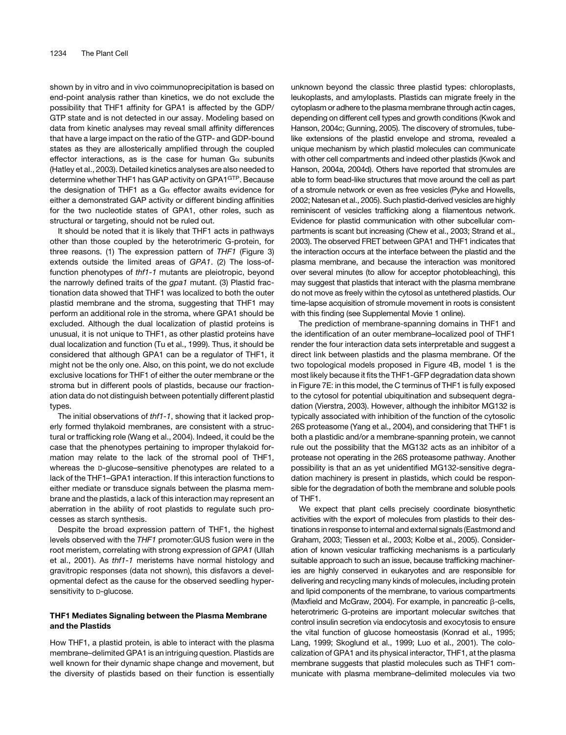shown by in vitro and in vivo coimmunoprecipitation is based on end-point analysis rather than kinetics, we do not exclude the possibility that THF1 affinity for GPA1 is affected by the GDP/GTP state and is not detected in our assay. Modeling based on data from kinetic analyses may reveal small affinity differences that have a large impact on the ratio of the GTP- and GDP-bound states as they are allosterically amplified through the coupled effector interactions, as is the case for human Gα subunits (Hatley et al., 2003). Detailed kinetics analyses are also needed to determine whether THF1 has GAP activity on GPA1[GTP]. Because the designation of THF1 as a Gα effector awaits evidence for either a demonstrated GAP activity or different binding affinities for the two nucleotide states of GPA1, other roles, such as structural or targeting, should not be ruled out.

It should be noted that it is likely that THF1 acts in pathways other than those coupled by the heterotrimeric G-protein, for three reasons. (1) The expression pattern of *THF1* (Figure 3) extends outside the limited areas of *GPA1*. (2) The loss-of-function phenotypes of *thf1-1* mutants are pleiotropic, beyond the narrowly defined traits of the *gpa1* mutant. (3) Plastid fractionation data showed that THF1 was localized to both the outer plastid membrane and the stroma, suggesting that THF1 may perform an additional role in the stroma, where GPA1 should be excluded. Although the dual localization of plastid proteins is unusual, it is not unique to THF1, as other plastid proteins have dual localization and function (Tu et al., 1999). Thus, it should be considered that although GPA1 can be a regulator of THF1, it might not be the only one. Also, on this point, we do not exclude exclusive locations for THF1 of either the outer membrane or the stroma but in different pools of plastids, because our fractionation data do not distinguish between potentially different plastid types.

The initial observations of *thf1-1*, showing that it lacked properly formed thylakoid membranes, are consistent with a structural or trafficking role (Wang et al., 2004). Indeed, it could be the case that the phenotypes pertaining to improper thylakoid formation may relate to the lack of the stromal pool of THF1, whereas the D-glucose–sensitive phenotypes are related to a lack of the THF1–GPA1 interaction. If this interaction functions to either mediate or transduce signals between the plasma membrane and the plastids, a lack of this interaction may represent an aberration in the ability of root plastids to regulate such processes as starch synthesis.

Despite the broad expression pattern of THF1, the highest levels observed with the *THF1* promoter:GUS fusion were in the root meristem, correlating with strong expression of *GPA1* (Ullah et al., 2001). As *thf1-1* meristems have normal histology and gravitropic responses (data not shown), this disfavors a developmental defect as the cause for the observed seedling hypersensitivity to D-glucose.

### THF1 Mediates Signaling between the Plasma Membrane and the Plastids

How THF1, a plastid protein, is able to interact with the plasma membrane–delimited GPA1 is an intriguing question. Plastids are well known for their dynamic shape change and movement, but the diversity of plastids based on their function is essentially unknown beyond the classic three plastid types: chloroplasts, leukoplasts, and amyloplasts. Plastids can migrate freely in the cytoplasm or adhere to the plasma membrane through actin cages, depending on different cell types and growth conditions (Kwok and Hanson, 2004c; Gunning, 2005). The discovery of stromules, tube-like extensions of the plastid envelope and stroma, revealed a unique mechanism by which plastid molecules can communicate with other cell compartments and indeed other plastids (Kwok and Hanson, 2004a, 2004d). Others have reported that stromules are able to form bead-like structures that move around the cell as part of a stromule network or even as free vesicles (Pyke and Howells, 2002; Natesan et al., 2005). Such plastid-derived vesicles are highly reminiscent of vesicles trafficking along a filamentous network. Evidence for plastid communication with other subcellular compartments is scant but increasing (Chew et al., 2003; Strand et al., 2003). The observed FRET between GPA1 and THF1 indicates that the interaction occurs at the interface between the plastid and the plasma membrane, and because the interaction was monitored over several minutes (to allow for acceptor photobleaching), this may suggest that plastids that interact with the plasma membrane do not move as freely within the cytosol as untethered plastids. Our time-lapse acquisition of stromule movement in roots is consistent with this finding (see Supplemental Movie 1 online).

The prediction of membrane-spanning domains in THF1 and the identification of an outer membrane–localized pool of THF1 render the four interaction data sets interpretable and suggest a direct link between plastids and the plasma membrane. Of the two topological models proposed in Figure 4B, model 1 is the most likely because it fits the THF1-GFP degradation data shown in Figure 7E: in this model, the C terminus of THF1 is fully exposed to the cytosol for potential ubiquitination and subsequent degradation (Vierstra, 2003). However, although the inhibitor MG132 is typically associated with inhibition of the function of the cytosolic 26S proteasome (Yang et al., 2004), and considering that THF1 is both a plastidic and/or a membrane-spanning protein, we cannot rule out the possibility that the MG132 acts as an inhibitor of a protease not operating in the 26S proteasome pathway. Another possibility is that an as yet unidentified MG132-sensitive degradation machinery is present in plastids, which could be responsible for the degradation of both the membrane and soluble pools of THF1.

We expect that plant cells precisely coordinate biosynthetic activities with the export of molecules from plastids to their destinations in response to internal and external signals (Eastmond and Graham, 2003; Tiessen et al., 2003; Kolbe et al., 2005). Consideration of known vesicular trafficking mechanisms is a particularly suitable approach to such an issue, because trafficking machineries are highly conserved in eukaryotes and are responsible for delivering and recycling many kinds of molecules, including protein and lipid components of the membrane, to various compartments (Maxfield and McGraw, 2004). For example, in pancreatic β-cells, heterotrimeric G-proteins are important molecular switches that control insulin secretion via endocytosis and exocytosis to ensure the vital function of glucose homeostasis (Konrad et al., 1995; Lang, 1999; Skoglund et al., 1999; Luo et al., 2001). The colocalization of GPA1 and its physical interactor, THF1, at the plasma membrane suggests that plastid molecules such as THF1 communicate with plasma membrane–delimited molecules via two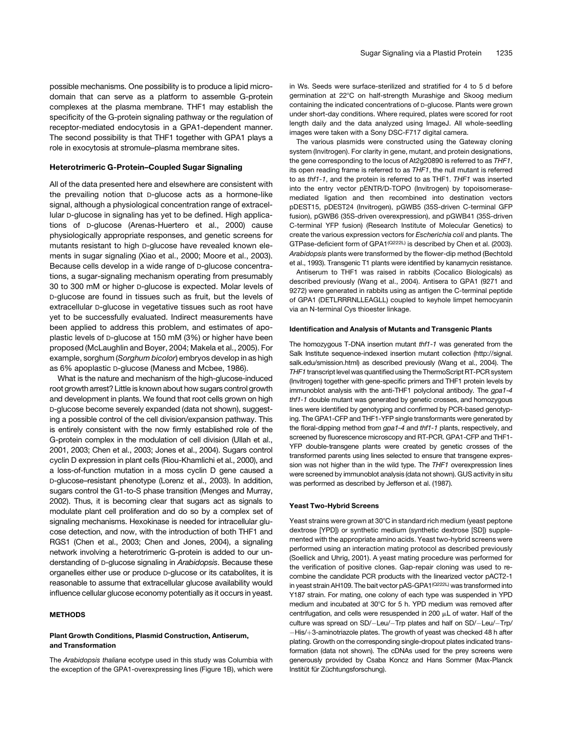possible mechanisms. One possibility is to produce a lipid microdomain that can serve as a platform to assemble G-protein complexes at the plasma membrane. THF1 may establish the specificity of the G-protein signaling pathway or the regulation of receptor-mediated endocytosis in a GPA1-dependent manner. The second possibility is that THF1 together with GPA1 plays a role in exocytosis at stromule–plasma membrane sites.

### Heterotrimeric G-Protein–Coupled Sugar Signaling

All of the data presented here and elsewhere are consistent with the prevailing notion that D-glucose acts as a hormone-like signal, although a physiological concentration range of extracellular D-glucose in signaling has yet to be defined. High applications of D-glucose (Arenas-Huertero et al., 2000) cause physiologically appropriate responses, and genetic screens for mutants resistant to high D-glucose have revealed known elements in sugar signaling (Xiao et al., 2000; Moore et al., 2003). Because cells develop in a wide range of D-glucose concentrations, a sugar-signaling mechanism operating from presumably 30 to 300 mM or higher D-glucose is expected. Molar levels of D-glucose are found in tissues such as fruit, but the levels of extracellular D-glucose in vegetative tissues such as root have yet to be successfully evaluated. Indirect measurements have been applied to address this problem, and estimates of apoplastic levels of D-glucose at 150 mM (3%) or higher have been proposed (McLaughlin and Boyer, 2004; Makela et al., 2005). For example, sorghum (*Sorghum bicolor*) embryos develop in as high as 6% apoplastic D-glucose (Maness and Mcbee, 1986).

What is the nature and mechanism of the high-glucose-induced root growth arrest? Little is known about how sugars control growth and development in plants. We found that root cells grown on high D-glucose become severely expanded (data not shown), suggesting a possible control of the cell division/expansion pathway. This is entirely consistent with the now firmly established role of the G-protein complex in the modulation of cell division (Ullah et al., 2001, 2003; Chen et al., 2003; Jones et al., 2004). Sugars control cyclin D expression in plant cells (Riou-Khamlichi et al., 2000), and a loss-of-function mutation in a moss cyclin D gene caused a D-glucose–resistant phenotype (Lorenz et al., 2003). In addition, sugars control the G1-to-S phase transition (Menges and Murray, 2002). Thus, it is becoming clear that sugars act as signals to modulate plant cell proliferation and do so by a complex set of signaling mechanisms. Hexokinase is needed for intracellular glucose detection, and now, with the introduction of both THF1 and RGS1 (Chen et al., 2003; Chen and Jones, 2004), a signaling network involving a heterotrimeric G-protein is added to our understanding of D-glucose signaling in *Arabidopsis*. Because these organelles either use or produce D-glucose or its catabolites, it is reasonable to assume that extracellular glucose availability would influence cellular glucose economy potentially as it occurs in yeast.

## METHODS

### Plant Growth Conditions, Plasmid Construction, Antiserum, and Transformation

The *Arabidopsis thaliana* ecotype used in this study was Columbia with the exception of the GPA1-overexpressing lines (Figure 1B), which were in Ws. Seeds were surface-sterilized and stratified for 4 to 5 d before germination at 22°C on half-strength Murashige and Skoog medium containing the indicated concentrations of D-glucose. Plants were grown under short-day conditions. Where required, plates were scored for root length daily and the data analyzed using ImageJ. All whole-seedling images were taken with a Sony DSC-F717 digital camera.

The various plasmids were constructed using the Gateway cloning system (Invitrogen). For clarity in gene, mutant, and protein designations, the gene corresponding to the locus of At2g20890 is referred to as *THF1*, its open reading frame is referred to as *THF1*, the null mutant is referred to as *thf1-1*, and the protein is referred to as THF1. *THF1* was inserted into the entry vector pENTR/D-TOPO (Invitrogen) by topoisomerase-mediated ligation and then recombined into destination vectors pDEST15, pDEST24 (Invitrogen), pGWB5 (35S-driven C-terminal GFP fusion), pGWB6 (35S-driven overexpression), and pGWB41 (35S-driven C-terminal YFP fusion) (Research Institute of Molecular Genetics) to create the various expression vectors for *Escherichia coli* and plants. The GTPase-deficient form of GPA1$^{(Q222L)}$ is described by Chen et al. (2003). *Arabidopsis* plants were transformed by the flower-dip method (Bechtold et al., 1993). Transgenic T1 plants were identified by kanamycin resistance.

Antiserum to THF1 was raised in rabbits (Cocalico Biologicals) as described previously (Wang et al., 2004). Antisera to GPA1 (9271 and 9272) were generated in rabbits using as antigen the C-terminal peptide of GPA1 (DETLRRRNLLEAGLL) coupled to keyhole limpet hemocyanin via an N-terminal Cys thioester linkage.

#### Identification and Analysis of Mutants and Transgenic Plants

The homozygous T-DNA insertion mutant *thf1-1* was generated from the Salk Institute sequence-indexed insertion mutant collection (http://signal.salk.edu/smission.html) as described previously (Wang et al., 2004). The *THF1* transcript level was quantified using the ThermoScript RT-PCR system (Invitrogen) together with gene-specific primers and THF1 protein levels by immunoblot analysis with the anti-THF1 polyclonal antibody. The *gpa1-4 thf1-1* double mutant was generated by genetic crosses, and homozygous lines were identified by genotyping and confirmed by PCR-based genotyping. The GPA1-CFP and THF1-YFP single transformants were generated by the floral-dipping method from *gpa1-4* and *thf1-1* plants, respectively, and screened by fluorescence microscopy and RT-PCR. GPA1-CFP and THF1-YFP double-transgene plants were created by genetic crosses of the transformed parents using lines selected to ensure that transgene expression was not higher than in the wild type. The *THF1* overexpression lines were screened by immunoblot analysis (data not shown). GUS activity in situ was performed as described by Jefferson et al. (1987).

#### Yeast Two-Hybrid Screens

Yeast strains were grown at 30°C in standard rich medium (yeast peptone dextrose [YPD]) or synthetic medium (synthetic dextrose [SD]) supplemented with the appropriate amino acids. Yeast two-hybrid screens were performed using an interaction mating protocol as described previously (Soellick and Uhrig, 2001). A yeast mating procedure was performed for the verification of positive clones. Gap-repair cloning was used to recombine the candidate PCR products with the linearized vector pACT2-1 in yeast strain AH109. The bait vector pAS-GPA1$^{(Q222L)}$ was transformed into Y187 strain. For mating, one colony of each type was suspended in YPD medium and incubated at 30°C for 5 h. YPD medium was removed after centrifugation, and cells were resuspended in 200 μL of water. Half of the culture was spread on SD/−Leu/−Trp plates and half on SD/−Leu/−Trp/−His/+3-aminotriazole plates. The growth of yeast was checked 48 h after plating. Growth on the corresponding single-dropout plates indicated transformation (data not shown). The cDNAs used for the prey screens were generously provided by Csaba Koncz and Hans Sommer (Max-Planck Institüt für Züchtungsforschung).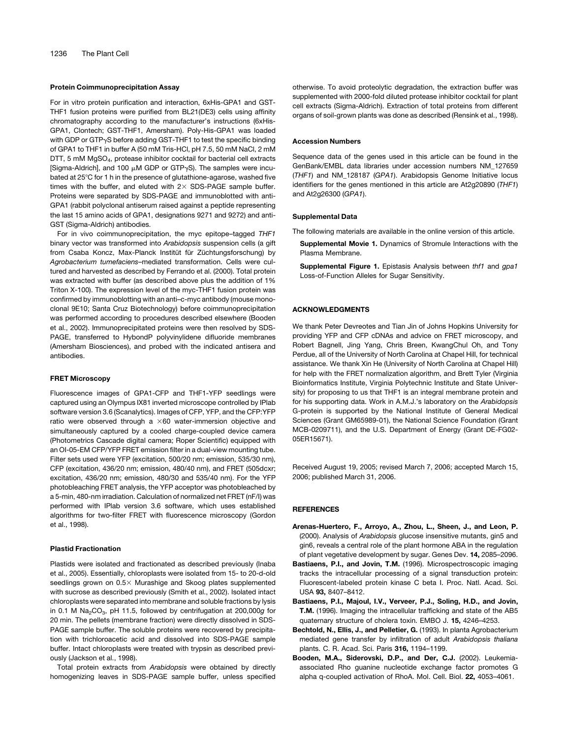### Protein Coimmunoprecipitation Assay

For in vitro protein purification and interaction, 6xHis-GPA1 and GST-THF1 fusion proteins were purified from BL21(DE3) cells using affinity chromatography according to the manufacturer's instructions (6xHis-GPA1, Clontech; GST-THF1, Amersham). Poly-His-GPA1 was loaded with GDP or GTP$\gamma$S before adding GST-THF1 to test the specific binding of GPA1 to THF1 in buffer A (50 mM Tris-HCl, pH 7.5, 50 mM NaCl, 2 mM DTT, 5 mM $MgSO_4$, protease inhibitor cocktail for bacterial cell extracts [Sigma-Aldrich], and 100 $\mu$M GDP or GTP$\gamma$S). The samples were incubated at 25°C for 1 h in the presence of glutathione-agarose, washed five times with the buffer, and eluted with 2× SDS-PAGE sample buffer. Proteins were separated by SDS-PAGE and immunoblotted with anti-GPA1 (rabbit polyclonal antiserum raised against a peptide representing the last 15 amino acids of GPA1, designations 9271 and 9272) and anti-GST (Sigma-Aldrich) antibodies.

For in vivo coimmunoprecipitation, the myc epitope–tagged *THF1* binary vector was transformed into *Arabidopsis* suspension cells (a gift from Csaba Koncz, Max-Planck Institüt für Züchtungsforschung) by *Agrobacterium tumefaciens*–mediated transformation. Cells were cultured and harvested as described by Ferrando et al. (2000). Total protein was extracted with buffer (as described above plus the addition of 1% Triton X-100). The expression level of the myc-THF1 fusion protein was confirmed by immunoblotting with an anti–c-myc antibody (mouse monoclonal 9E10; Santa Cruz Biotechnology) before coimmunoprecipitation was performed according to procedures described elsewhere (Booden et al., 2002). Immunoprecipitated proteins were then resolved by SDS-PAGE, transferred to HybondP polyvinylidene difluoride membranes (Amersham Biosciences), and probed with the indicated antisera and antibodies.

### FRET Microscopy

Fluorescence images of GPA1-CFP and THF1-YFP seedlings were captured using an Olympus IX81 inverted microscope controlled by IPlab software version 3.6 (Scanalytics). Images of CFP, YFP, and the CFP:YFP ratio were observed through a ×60 water-immersion objective and simultaneously captured by a cooled charge-coupled device camera (Photometrics Cascade digital camera; Roper Scientific) equipped with an OI-05-EM CFP/YFP FRET emission filter in a dual-view mounting tube. Filter sets used were YFP (excitation, 500/20 nm; emission, 535/30 nm), CFP (excitation, 436/20 nm; emission, 480/40 nm), and FRET (505dcxr; excitation, 436/20 nm; emission, 480/30 and 535/40 nm). For the YFP photobleaching FRET analysis, the YFP acceptor was photobleached by a 5-min, 480-nm irradiation. Calculation of normalized net FRET (nF/I) was performed with IPlab version 3.6 software, which uses established algorithms for two-filter FRET with fluorescence microscopy (Gordon et al., 1998).

### Plastid Fractionation

Plastids were isolated and fractionated as described previously (Inaba et al., 2005). Essentially, chloroplasts were isolated from 15- to 20-d-old seedlings grown on 0.5× Murashige and Skoog plates supplemented with sucrose as described previously (Smith et al., 2002). Isolated intact chloroplasts were separated into membrane and soluble fractions by lysis in 0.1 M $Na_2CO_3$, pH 11.5, followed by centrifugation at 200,000*g* for 20 min. The pellets (membrane fraction) were directly dissolved in SDS-PAGE sample buffer. The soluble proteins were recovered by precipitation with trichloroacetic acid and dissolved into SDS-PAGE sample buffer. Intact chloroplasts were treated with trypsin as described previously (Jackson et al., 1998).

Total protein extracts from *Arabidopsis* were obtained by directly homogenizing leaves in SDS-PAGE sample buffer, unless specified otherwise. To avoid proteolytic degradation, the extraction buffer was supplemented with 2000-fold diluted protease inhibitor cocktail for plant cell extracts (Sigma-Aldrich). Extraction of total proteins from different organs of soil-grown plants was done as described (Rensink et al., 1998).

### Accession Numbers

Sequence data of the genes used in this article can be found in the GenBank/EMBL data libraries under accession numbers NM_127659 (*THF1*) and NM_128187 (*GPA1*). Arabidopsis Genome Initiative locus identifiers for the genes mentioned in this article are At2g20890 (*THF1*) and At2g26300 (*GPA1*).

### Supplemental Data

The following materials are available in the online version of this article.

**Supplemental Movie 1.** Dynamics of Stromule Interactions with the Plasma Membrane.

**Supplemental Figure 1.** Epistasis Analysis between *thf1* and *gpa1* Loss-of-Function Alleles for Sugar Sensitivity.

## ACKNOWLEDGMENTS

We thank Peter Devreotes and Tian Jin of Johns Hopkins University for providing YFP and CFP cDNAs and advice on FRET microscopy, and Robert Bagnell, Jing Yang, Chris Breen, KwangChul Oh, and Tony Perdue, all of the University of North Carolina at Chapel Hill, for technical assistance. We thank Xin He (University of North Carolina at Chapel Hill) for help with the FRET normalization algorithm, and Brett Tyler (Virginia Bioinformatics Institute, Virginia Polytechnic Institute and State University) for proposing to us that THF1 is an integral membrane protein and for his supporting data. Work in A.M.J.'s laboratory on the *Arabidopsis* G-protein is supported by the National Institute of General Medical Sciences (Grant GM65989-01), the National Science Foundation (Grant MCB-0209711), and the U.S. Department of Energy (Grant DE-FG02-05ER15671).

Received August 19, 2005; revised March 7, 2006; accepted March 15, 2006; published March 31, 2006.

## REFERENCES

**Arenas-Huertero, F., Arroyo, A., Zhou, L., Sheen, J., and Leon, P.** (2000). Analysis of *Arabidopsis* glucose insensitive mutants, gin5 and gin6, reveals a central role of the plant hormone ABA in the regulation of plant vegetative development by sugar. Genes Dev. **14,** 2085–2096.

**Bastiaens, P.I., and Jovin, T.M.** (1996). Microspectroscopic imaging tracks the intracellular processing of a signal transduction protein: Fluorescent-labeled protein kinase C beta I. Proc. Natl. Acad. Sci. USA **93,** 8407–8412.

**Bastiaens, P.I., Majoul, I.V., Verveer, P.J., Soling, H.D., and Jovin, T.M.** (1996). Imaging the intracellular trafficking and state of the AB5 quaternary structure of cholera toxin. EMBO J. **15,** 4246–4253.

**Bechtold, N., Ellis, J., and Pelletier, G.** (1993). In planta Agrobacterium mediated gene transfer by infiltration of adult *Arabidopsis thaliana* plants. C. R. Acad. Sci. Paris **316,** 1194–1199.

**Booden, M.A., Siderovski, D.P., and Der, C.J.** (2002). Leukemia-associated Rho guanine nucleotide exchange factor promotes G alpha q-coupled activation of RhoA. Mol. Cell. Biol. **22,** 4053–4061.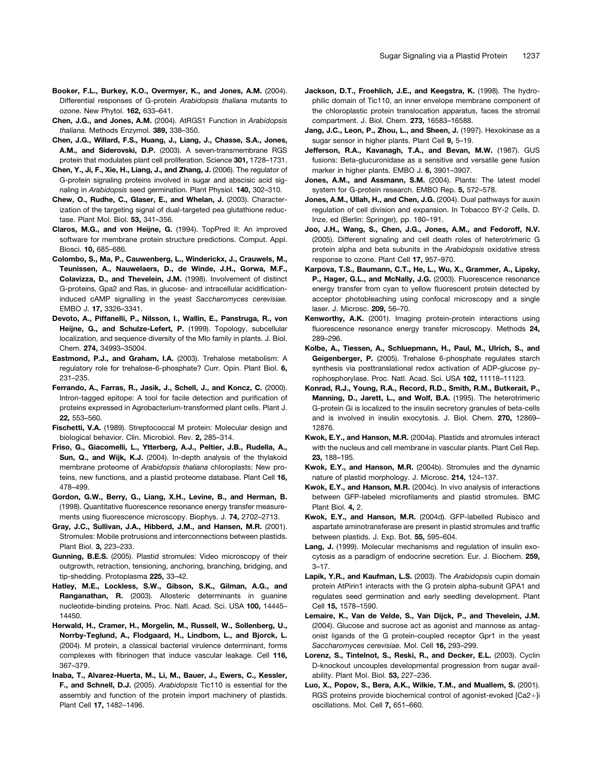**Booker, F.L., Burkey, K.O., Overmyer, K., and Jones, A.M.** (2004). Differential responses of G-protein *Arabidopsis thaliana* mutants to ozone. New Phytol. **162,** 633–641.

**Chen, J.G., and Jones, A.M.** (2004). AtRGS1 Function in *Arabidopsis thaliana.* Methods Enzymol. **389,** 338–350.

**Chen, J.G., Willard, F.S., Huang, J., Liang, J., Chasse, S.A., Jones, A.M., and Siderovski, D.P.** (2003). A seven-transmembrane RGS protein that modulates plant cell proliferation. Science **301,** 1728–1731.

**Chen, Y., Ji, F., Xie, H., Liang, J., and Zhang, J.** (2006). The regulator of G-protein signaling proteins involved in sugar and abscisic acid signaling in *Arabidopsis* seed germination. Plant Physiol. **140,** 302–310.

**Chew, O., Rudhe, C., Glaser, E., and Whelan, J.** (2003). Characterization of the targeting signal of dual-targeted pea glutathione reductase. Plant Mol. Biol. **53,** 341–356.

**Claros, M.G., and von Heijne, G.** (1994). TopPred II: An improved software for membrane protein structure predictions. Comput. Appl. Biosci. **10,** 685–686.

**Colombo, S., Ma, P., Cauwenberg, L., Winderickx, J., Crauwels, M., Teunissen, A., Nauwelaers, D., de Winde, J.H., Gorwa, M.F., Colavizza, D., and Thevelein, J.M.** (1998). Involvement of distinct G-proteins, Gpa2 and Ras, in glucose- and intracellular acidification-induced cAMP signalling in the yeast *Saccharomyces cerevisiae.* EMBO J. **17,** 3326–3341.

**Devoto, A., Piffanelli, P., Nilsson, I., Wallin, E., Panstruga, R., von Heijne, G., and Schulze-Lefert, P.** (1999). Topology, subcellular localization, and sequence diversity of the Mlo family in plants. J. Biol. Chem. **274,** 34993–35004.

**Eastmond, P.J., and Graham, I.A.** (2003). Trehalose metabolism: A regulatory role for trehalose-6-phosphate? Curr. Opin. Plant Biol. **6,** 231–235.

**Ferrando, A., Farras, R., Jasik, J., Schell, J., and Koncz, C.** (2000). Intron-tagged epitope: A tool for facile detection and purification of proteins expressed in Agrobacterium-transformed plant cells. Plant J. **22,** 553–560.

**Fischetti, V.A.** (1989). Streptococcal M protein: Molecular design and biological behavior. Clin. Microbiol. Rev. **2,** 285–314.

**Friso, G., Giacomelli, L., Ytterberg, A.J., Peltier, J.B., Rudella, A., Sun, Q., and Wijk, K.J.** (2004). In-depth analysis of the thylakoid membrane proteome of *Arabidopsis thaliana* chloroplasts: New proteins, new functions, and a plastid proteome database. Plant Cell **16,** 478–499.

**Gordon, G.W., Berry, G., Liang, X.H., Levine, B., and Herman, B.** (1998). Quantitative fluorescence resonance energy transfer measurements using fluorescence microscopy. Biophys. J. **74,** 2702–2713.

**Gray, J.C., Sullivan, J.A., Hibberd, J.M., and Hansen, M.R.** (2001). Stromules: Mobile protrusions and interconnections between plastids. Plant Biol. **3,** 223–233.

**Gunning, B.E.S.** (2005). Plastid stromules: Video microscopy of their outgrowth, retraction, tensioning, anchoring, branching, bridging, and tip-shedding. Protoplasma **225,** 33–42.

**Hatley, M.E., Lockless, S.W., Gibson, S.K., Gilman, A.G., and Ranganathan, R.** (2003). Allosteric determinants in guanine nucleotide-binding proteins. Proc. Natl. Acad. Sci. USA **100,** 14445–14450.

**Herwald, H., Cramer, H., Morgelin, M., Russell, W., Sollenberg, U., Norrby-Teglund, A., Flodgaard, H., Lindbom, L., and Bjorck, L.** (2004). M protein, a classical bacterial virulence determinant, forms complexes with fibrinogen that induce vascular leakage. Cell **116,** 367–379.

**Inaba, T., Alvarez-Huerta, M., Li, M., Bauer, J., Ewers, C., Kessler, F., and Schnell, D.J.** (2005). *Arabidopsis* Tic110 is essential for the assembly and function of the protein import machinery of plastids. Plant Cell **17,** 1482–1496.

**Jackson, D.T., Froehlich, J.E., and Keegstra, K.** (1998). The hydrophilic domain of Tic110, an inner envelope membrane component of the chloroplastic protein translocation apparatus, faces the stromal compartment. J. Biol. Chem. **273,** 16583–16588.

**Jang, J.C., Leon, P., Zhou, L., and Sheen, J.** (1997). Hexokinase as a sugar sensor in higher plants. Plant Cell **9,** 5–19.

**Jefferson, R.A., Kavanagh, T.A., and Bevan, M.W.** (1987). GUS fusions: Beta-glucuronidase as a sensitive and versatile gene fusion marker in higher plants. EMBO J. **6,** 3901–3907.

**Jones, A.M., and Assmann, S.M.** (2004). Plants: The latest model system for G-protein research. EMBO Rep. **5,** 572–578.

**Jones, A.M., Ullah, H., and Chen, J.G.** (2004). Dual pathways for auxin regulation of cell division and expansion. In Tobacco BY-2 Cells, D. Inze, ed (Berlin: Springer), pp. 180–191.

**Joo, J.H., Wang, S., Chen, J.G., Jones, A.M., and Fedoroff, N.V.** (2005). Different signaling and cell death roles of heterotrimeric G protein alpha and beta subunits in the *Arabidopsis* oxidative stress response to ozone. Plant Cell **17,** 957–970.

**Karpova, T.S., Baumann, C.T., He, L., Wu, X., Grammer, A., Lipsky, P., Hager, G.L., and McNally, J.G.** (2003). Fluorescence resonance energy transfer from cyan to yellow fluorescent protein detected by acceptor photobleaching using confocal microscopy and a single laser. J. Microsc. **209,** 56–70.

**Kenworthy, A.K.** (2001). Imaging protein-protein interactions using fluorescence resonance energy transfer microscopy. Methods **24,** 289–296.

**Kolbe, A., Tiessen, A., Schluepmann, H., Paul, M., Ulrich, S., and Geigenberger, P.** (2005). Trehalose 6-phosphate regulates starch synthesis via posttranslational redox activation of ADP-glucose pyrophosphorylase. Proc. Natl. Acad. Sci. USA **102,** 11118–11123.

**Konrad, R.J., Young, R.A., Record, R.D., Smith, R.M., Butkerait, P., Manning, D., Jarett, L., and Wolf, B.A.** (1995). The heterotrimeric G-protein Gi is localized to the insulin secretory granules of beta-cells and is involved in insulin exocytosis. J. Biol. Chem. **270,** 12869–12876.

**Kwok, E.Y., and Hanson, M.R.** (2004a). Plastids and stromules interact with the nucleus and cell membrane in vascular plants. Plant Cell Rep. **23,** 188–195.

**Kwok, E.Y., and Hanson, M.R.** (2004b). Stromules and the dynamic nature of plastid morphology. J. Microsc. **214,** 124–137.

**Kwok, E.Y., and Hanson, M.R.** (2004c). In vivo analysis of interactions between GFP-labeled microfilaments and plastid stromules. BMC Plant Biol. **4,** 2.

**Kwok, E.Y., and Hanson, M.R.** (2004d). GFP-labelled Rubisco and aspartate aminotransferase are present in plastid stromules and traffic between plastids. J. Exp. Bot. **55,** 595–604.

**Lang, J.** (1999). Molecular mechanisms and regulation of insulin exocytosis as a paradigm of endocrine secretion. Eur. J. Biochem. **259,** 3–17.

**Lapik, Y.R., and Kaufman, L.S.** (2003). The *Arabidopsis* cupin domain protein AtPirin1 interacts with the G protein alpha-subunit GPA1 and regulates seed germination and early seedling development. Plant Cell **15,** 1578–1590.

**Lemaire, K., Van de Velde, S., Van Dijck, P., and Thevelein, J.M.** (2004). Glucose and sucrose act as agonist and mannose as antagonist ligands of the G protein-coupled receptor Gpr1 in the yeast *Saccharomyces cerevisiae.* Mol. Cell **16,** 293–299.

**Lorenz, S., Tintelnot, S., Reski, R., and Decker, E.L.** (2003). Cyclin D-knockout uncouples developmental progression from sugar availability. Plant Mol. Biol. **53,** 227–236.

**Luo, X., Popov, S., Bera, A.K., Wilkie, T.M., and Muallem, S.** (2001). RGS proteins provide biochemical control of agonist-evoked $[Ca2+]$i oscillations. Mol. Cell **7,** 651–660.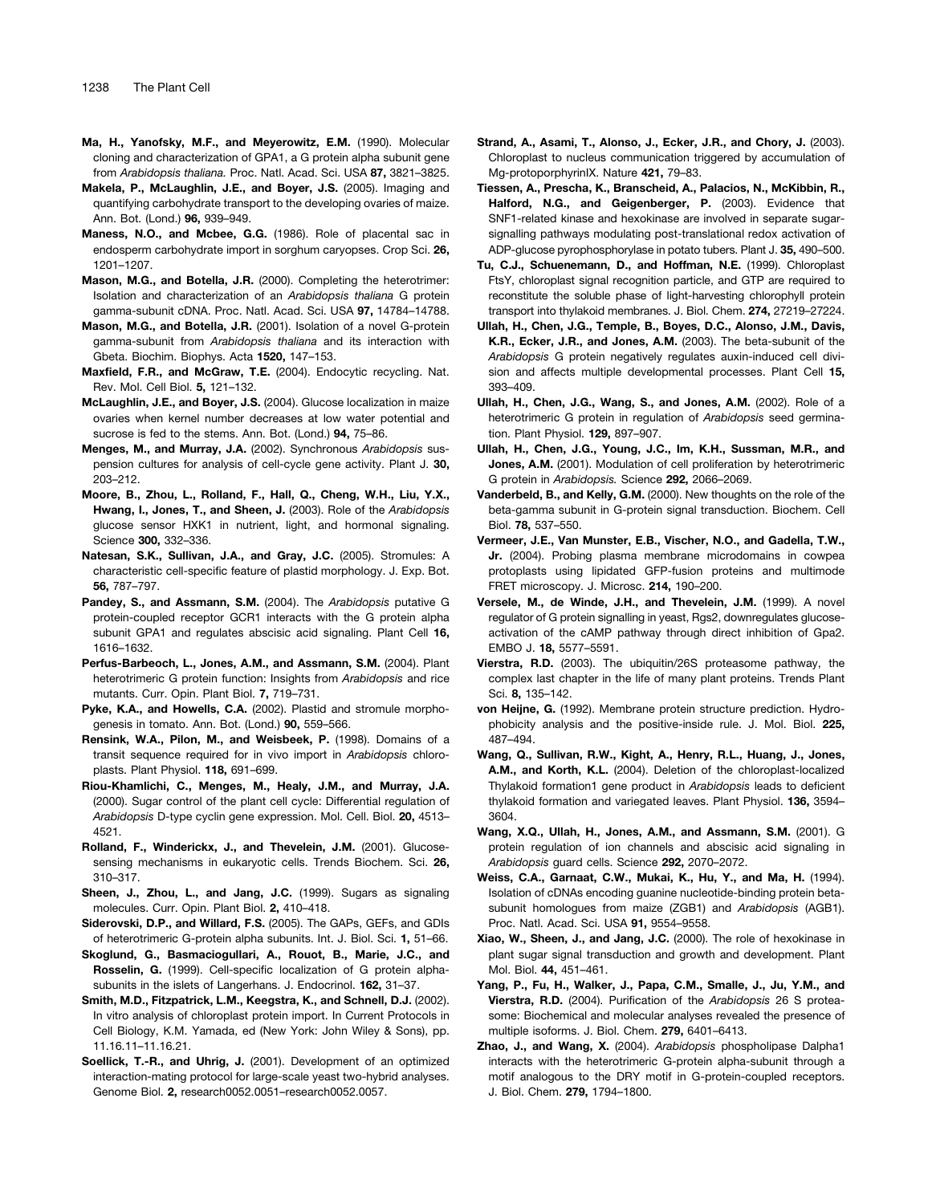**Ma, H., Yanofsky, M.F., and Meyerowitz, E.M.** (1990). Molecular cloning and characterization of GPA1, a G protein alpha subunit gene from *Arabidopsis thaliana.* Proc. Natl. Acad. Sci. USA **87,** 3821–3825.

**Makela, P., McLaughlin, J.E., and Boyer, J.S.** (2005). Imaging and quantifying carbohydrate transport to the developing ovaries of maize. Ann. Bot. (Lond.) **96,** 939–949.

**Maness, N.O., and Mcbee, G.G.** (1986). Role of placental sac in endosperm carbohydrate import in sorghum caryopses. Crop Sci. **26,** 1201–1207.

**Mason, M.G., and Botella, J.R.** (2000). Completing the heterotrimer: Isolation and characterization of an *Arabidopsis thaliana* G protein gamma-subunit cDNA. Proc. Natl. Acad. Sci. USA **97,** 14784–14788.

**Mason, M.G., and Botella, J.R.** (2001). Isolation of a novel G-protein gamma-subunit from *Arabidopsis thaliana* and its interaction with Gbeta. Biochim. Biophys. Acta **1520,** 147–153.

**Maxfield, F.R., and McGraw, T.E.** (2004). Endocytic recycling. Nat. Rev. Mol. Cell Biol. **5,** 121–132.

**McLaughlin, J.E., and Boyer, J.S.** (2004). Glucose localization in maize ovaries when kernel number decreases at low water potential and sucrose is fed to the stems. Ann. Bot. (Lond.) **94,** 75–86.

**Menges, M., and Murray, J.A.** (2002). Synchronous *Arabidopsis* suspension cultures for analysis of cell-cycle gene activity. Plant J. **30,** 203–212.

**Moore, B., Zhou, L., Rolland, F., Hall, Q., Cheng, W.H., Liu, Y.X., Hwang, I., Jones, T., and Sheen, J.** (2003). Role of the *Arabidopsis* glucose sensor HXK1 in nutrient, light, and hormonal signaling. Science **300,** 332–336.

**Natesan, S.K., Sullivan, J.A., and Gray, J.C.** (2005). Stromules: A characteristic cell-specific feature of plastid morphology. J. Exp. Bot. **56,** 787–797.

**Pandey, S., and Assmann, S.M.** (2004). The *Arabidopsis* putative G protein-coupled receptor GCR1 interacts with the G protein alpha subunit GPA1 and regulates abscisic acid signaling. Plant Cell **16,** 1616–1632.

**Perfus-Barbeoch, L., Jones, A.M., and Assmann, S.M.** (2004). Plant heterotrimeric G protein function: Insights from *Arabidopsis* and rice mutants. Curr. Opin. Plant Biol. **7,** 719–731.

**Pyke, K.A., and Howells, C.A.** (2002). Plastid and stromule morphogenesis in tomato. Ann. Bot. (Lond.) **90,** 559–566.

**Rensink, W.A., Pilon, M., and Weisbeek, P.** (1998). Domains of a transit sequence required for in vivo import in *Arabidopsis* chloroplasts. Plant Physiol. **118,** 691–699.

**Riou-Khamlichi, C., Menges, M., Healy, J.M., and Murray, J.A.** (2000). Sugar control of the plant cell cycle: Differential regulation of *Arabidopsis* D-type cyclin gene expression. Mol. Cell. Biol. **20,** 4513–4521.

**Rolland, F., Winderickx, J., and Thevelein, J.M.** (2001). Glucose-sensing mechanisms in eukaryotic cells. Trends Biochem. Sci. **26,** 310–317.

**Sheen, J., Zhou, L., and Jang, J.C.** (1999). Sugars as signaling molecules. Curr. Opin. Plant Biol. **2,** 410–418.

**Siderovski, D.P., and Willard, F.S.** (2005). The GAPs, GEFs, and GDIs of heterotrimeric G-protein alpha subunits. Int. J. Biol. Sci. **1,** 51–66.

**Skoglund, G., Basmaciogullari, A., Rouot, B., Marie, J.C., and Rosselin, G.** (1999). Cell-specific localization of G protein alpha-subunits in the islets of Langerhans. J. Endocrinol. **162,** 31–37.

**Smith, M.D., Fitzpatrick, L.M., Keegstra, K., and Schnell, D.J.** (2002). In vitro analysis of chloroplast protein import. In Current Protocols in Cell Biology, K.M. Yamada, ed (New York: John Wiley & Sons), pp. 11.16.11–11.16.21.

**Soellick, T.-R., and Uhrig, J.** (2001). Development of an optimized interaction-mating protocol for large-scale yeast two-hybrid analyses. Genome Biol. **2,** research0052.0051–research0052.0057.

**Strand, A., Asami, T., Alonso, J., Ecker, J.R., and Chory, J.** (2003). Chloroplast to nucleus communication triggered by accumulation of Mg-protoporphyrinIX. Nature **421,** 79–83.

**Tiessen, A., Prescha, K., Branscheid, A., Palacios, N., McKibbin, R., Halford, N.G., and Geigenberger, P.** (2003). Evidence that SNF1-related kinase and hexokinase are involved in separate sugar-signalling pathways modulating post-translational redox activation of ADP-glucose pyrophosphorylase in potato tubers. Plant J. **35,** 490–500.

**Tu, C.J., Schuenemann, D., and Hoffman, N.E.** (1999). Chloroplast FtsY, chloroplast signal recognition particle, and GTP are required to reconstitute the soluble phase of light-harvesting chlorophyll protein transport into thylakoid membranes. J. Biol. Chem. **274,** 27219–27224.

**Ullah, H., Chen, J.G., Temple, B., Boyes, D.C., Alonso, J.M., Davis, K.R., Ecker, J.R., and Jones, A.M.** (2003). The beta-subunit of the *Arabidopsis* G protein negatively regulates auxin-induced cell division and affects multiple developmental processes. Plant Cell **15,** 393–409.

**Ullah, H., Chen, J.G., Wang, S., and Jones, A.M.** (2002). Role of a heterotrimeric G protein in regulation of *Arabidopsis* seed germination. Plant Physiol. **129,** 897–907.

**Ullah, H., Chen, J.G., Young, J.C., Im, K.H., Sussman, M.R., and Jones, A.M.** (2001). Modulation of cell proliferation by heterotrimeric G protein in *Arabidopsis.* Science **292,** 2066–2069.

**Vanderbeld, B., and Kelly, G.M.** (2000). New thoughts on the role of the beta-gamma subunit in G-protein signal transduction. Biochem. Cell Biol. **78,** 537–550.

**Vermeer, J.E., Van Munster, E.B., Vischer, N.O., and Gadella, T.W., Jr.** (2004). Probing plasma membrane microdomains in cowpea protoplasts using lipidated GFP-fusion proteins and multimode FRET microscopy. J. Microsc. **214,** 190–200.

**Versele, M., de Winde, J.H., and Thevelein, J.M.** (1999). A novel regulator of G protein signalling in yeast, Rgs2, downregulates glucose-activation of the cAMP pathway through direct inhibition of Gpa2. EMBO J. **18,** 5577–5591.

**Vierstra, R.D.** (2003). The ubiquitin/26S proteasome pathway, the complex last chapter in the life of many plant proteins. Trends Plant Sci. **8,** 135–142.

**von Heijne, G.** (1992). Membrane protein structure prediction. Hydrophobicity analysis and the positive-inside rule. J. Mol. Biol. **225,** 487–494.

**Wang, Q., Sullivan, R.W., Kight, A., Henry, R.L., Huang, J., Jones, A.M., and Korth, K.L.** (2004). Deletion of the chloroplast-localized Thylakoid formation1 gene product in *Arabidopsis* leads to deficient thylakoid formation and variegated leaves. Plant Physiol. **136,** 3594–3604.

**Wang, X.Q., Ullah, H., Jones, A.M., and Assmann, S.M.** (2001). G protein regulation of ion channels and abscisic acid signaling in *Arabidopsis* guard cells. Science **292,** 2070–2072.

**Weiss, C.A., Garnaat, C.W., Mukai, K., Hu, Y., and Ma, H.** (1994). Isolation of cDNAs encoding guanine nucleotide-binding protein beta-subunit homologues from maize (ZGB1) and *Arabidopsis* (AGB1). Proc. Natl. Acad. Sci. USA **91,** 9554–9558.

**Xiao, W., Sheen, J., and Jang, J.C.** (2000). The role of hexokinase in plant sugar signal transduction and growth and development. Plant Mol. Biol. **44,** 451–461.

**Yang, P., Fu, H., Walker, J., Papa, C.M., Smalle, J., Ju, Y.M., and Vierstra, R.D.** (2004). Purification of the *Arabidopsis* 26 S proteasome: Biochemical and molecular analyses revealed the presence of multiple isoforms. J. Biol. Chem. **279,** 6401–6413.

**Zhao, J., and Wang, X.** (2004). *Arabidopsis* phospholipase Dalpha1 interacts with the heterotrimeric G-protein alpha-subunit through a motif analogous to the DRY motif in G-protein-coupled receptors. J. Biol. Chem. **279,** 1794–1800.